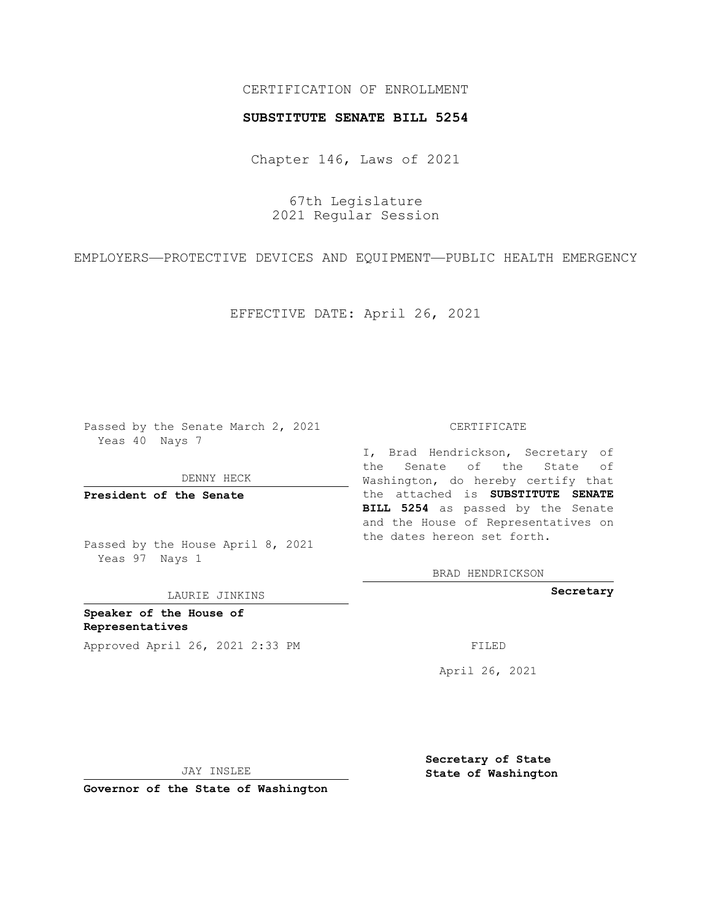CERTIFICATION OF ENROLLMENT

**SUBSTITUTE SENATE BILL 5254**

Chapter 146, Laws of 2021

67th Legislature
2021 Regular Session

EMPLOYERS—PROTECTIVE DEVICES AND EQUIPMENT—PUBLIC HEALTH EMERGENCY

EFFECTIVE DATE: April 26, 2021

Passed by the Senate March 2, 2021
Yeas 40 Nays 7

DENNY HECK

**President of the Senate**

Passed by the House April 8, 2021
Yeas 97 Nays 1

LAURIE JINKINS

**Speaker of the House of Representatives**

Approved April 26, 2021 2:33 PM

JAY INSLEE

**Governor of the State of Washington**

CERTIFICATE

I, Brad Hendrickson, Secretary of the Senate of the State of Washington, do hereby certify that the attached is **SUBSTITUTE SENATE BILL 5254** as passed by the Senate and the House of Representatives on the dates hereon set forth.

BRAD HENDRICKSON

**Secretary**

FILED

April 26, 2021

**Secretary of State**
**State of Washington**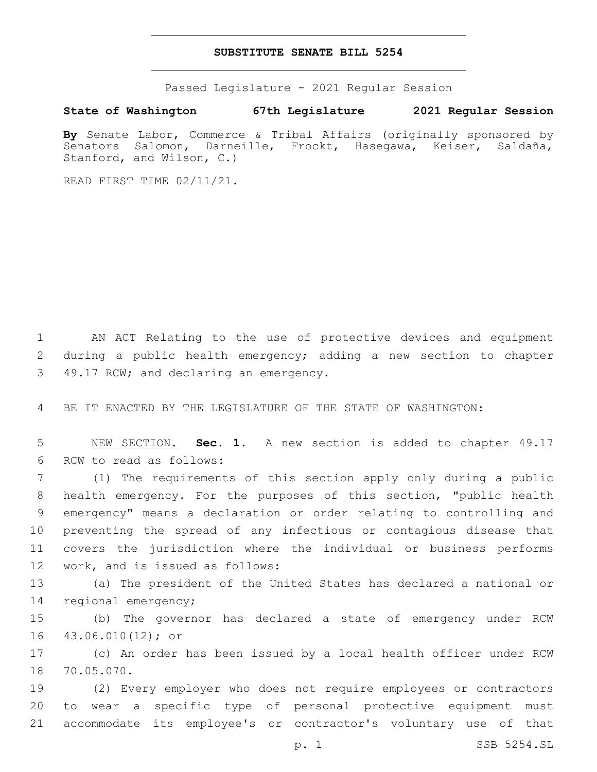# SUBSTITUTE SENATE BILL 5254

Passed Legislature - 2021 Regular Session

**State of Washington 67th Legislature 2021 Regular Session**

**By** Senate Labor, Commerce & Tribal Affairs (originally sponsored by Senators Salomon, Darneille, Frockt, Hasegawa, Keiser, Saldaña, Stanford, and Wilson, C.)

READ FIRST TIME 02/11/21.

AN ACT Relating to the use of protective devices and equipment during a public health emergency; adding a new section to chapter 49.17 RCW; and declaring an emergency.

BE IT ENACTED BY THE LEGISLATURE OF THE STATE OF WASHINGTON:

NEW SECTION. **Sec. 1.** A new section is added to chapter 49.17 RCW to read as follows:

(1) The requirements of this section apply only during a public health emergency. For the purposes of this section, "public health emergency" means a declaration or order relating to controlling and preventing the spread of any infectious or contagious disease that covers the jurisdiction where the individual or business performs work, and is issued as follows:

(a) The president of the United States has declared a national or regional emergency;

(b) The governor has declared a state of emergency under RCW 43.06.010(12); or

(c) An order has been issued by a local health officer under RCW 70.05.070.

(2) Every employer who does not require employees or contractors to wear a specific type of personal protective equipment must accommodate its employee's or contractor's voluntary use of that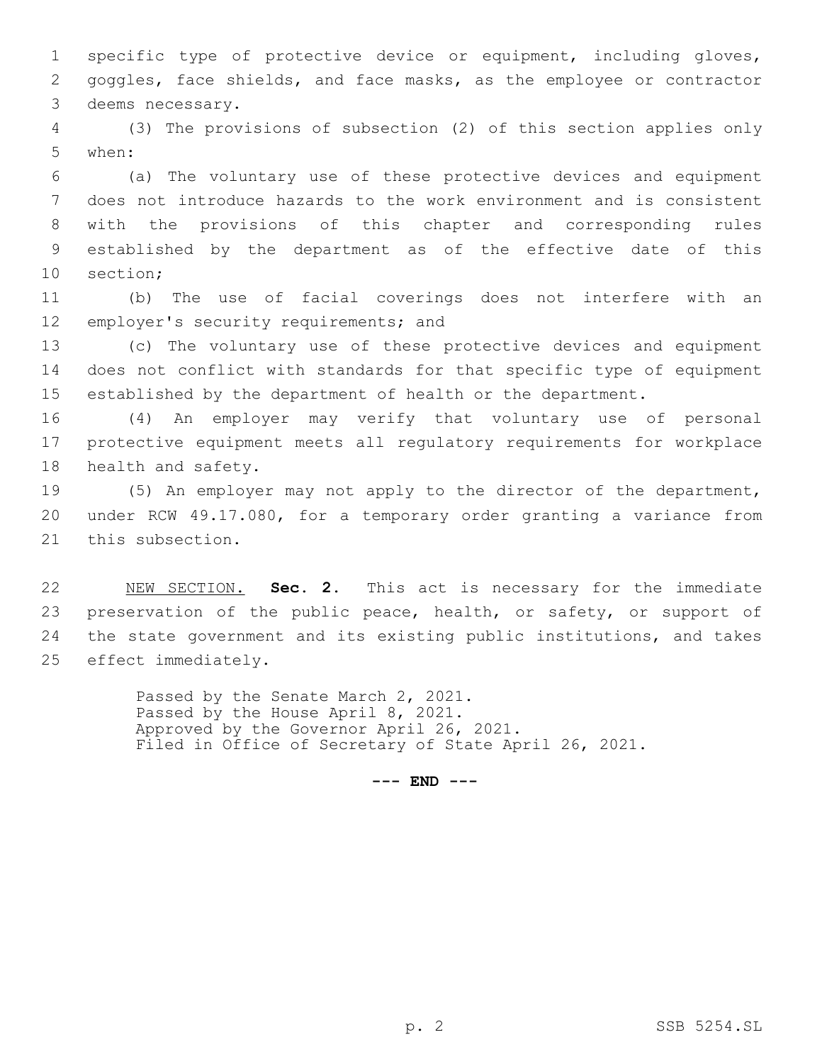specific type of protective device or equipment, including gloves, goggles, face shields, and face masks, as the employee or contractor deems necessary.

(3) The provisions of subsection (2) of this section applies only when:

(a) The voluntary use of these protective devices and equipment does not introduce hazards to the work environment and is consistent with the provisions of this chapter and corresponding rules established by the department as of the effective date of this section;

(b) The use of facial coverings does not interfere with an employer's security requirements; and

(c) The voluntary use of these protective devices and equipment does not conflict with standards for that specific type of equipment established by the department of health or the department.

(4) An employer may verify that voluntary use of personal protective equipment meets all regulatory requirements for workplace health and safety.

(5) An employer may not apply to the director of the department, under RCW 49.17.080, for a temporary order granting a variance from this subsection.

NEW SECTION. **Sec. 2.** This act is necessary for the immediate preservation of the public peace, health, or safety, or support of the state government and its existing public institutions, and takes effect immediately.

Passed by the Senate March 2, 2021.
Passed by the House April 8, 2021.
Approved by the Governor April 26, 2021.
Filed in Office of Secretary of State April 26, 2021.

**--- END ---**